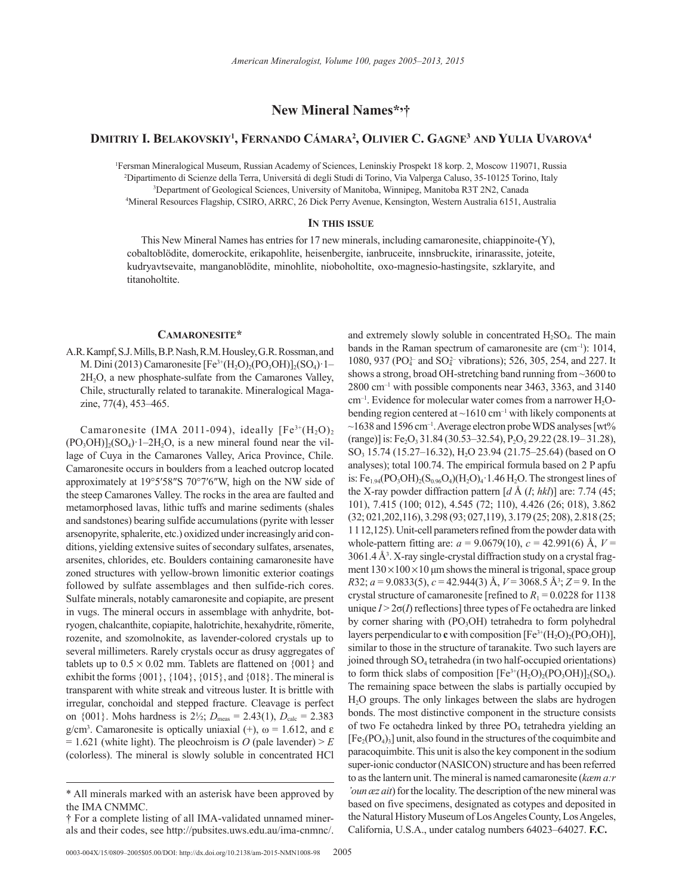# New Mineral Names*,†

## Dmitriy I. Belakovskiy[1], Fernando Cámara[2], Olivier C. Gagne[3] and Yulia Uvarova[4]

[1]Fersman Mineralogical Museum, Russian Academy of Sciences, Leninskiy Prospekt 18 korp. 2, Moscow 119071, Russia
[2]Dipartimento di Scienze della Terra, Universitá di degli Studi di Torino, Via Valperga Caluso, 35-10125 Torino, Italy
[3]Department of Geological Sciences, University of Manitoba, Winnipeg, Manitoba R3T 2N2, Canada
[4]Mineral Resources Flagship, CSIRO, ARRC, 26 Dick Perry Avenue, Kensington, Western Australia 6151, Australia

### In this issue

This New Mineral Names has entries for 17 new minerals, including camaronesite, chiappinoite-(Y), cobaltoblödite, domerockite, erikapohlite, heisenbergite, ianbruceite, innsbruckite, irinarassite, joteite, kudryavtsevaite, manganoblödite, minohlite, nioboholtite, oxo-magnesio-hastingsite, szklaryite, and titanoholtite.

## Camaronesite*

A.R. Kampf, S.J. Mills, B.P. Nash, R.M. Housley, G.R. Rossman, and M. Dini (2013) Camaronesite $[Fe^{3+}(H_2O)_2(PO_3OH)]_2(SO_4)\cdot1–2H_2O$, a new phosphate-sulfate from the Camarones Valley, Chile, structurally related to taranakite. Mineralogical Magazine, 77(4), 453–465.

Camaronesite (IMA 2011-094), ideally $[Fe^{3+}(H_2O)_2(PO_3OH)]_2(SO_4)\cdot1–2H_2O$, is a new mineral found near the village of Cuya in the Camarones Valley, Arica Province, Chile. Camaronesite occurs in boulders from a leached outcrop located approximately at 19°5′58″S 70°7′6″W, high on the NW side of the steep Camarones Valley. The rocks in the area are faulted and metamorphosed lavas, lithic tuffs and marine sediments (shales and sandstones) bearing sulfide accumulations (pyrite with lesser arsenopyrite, sphalerite, etc.) oxidized under increasingly arid conditions, yielding extensive suites of secondary sulfates, arsenates, arsenites, chlorides, etc. Boulders containing camaronesite have zoned structures with yellow-brown limonitic exterior coatings followed by sulfate assemblages and then sulfide-rich cores. Sulfate minerals, notably camaronesite and copiapite, are present in vugs. The mineral occurs in assemblage with anhydrite, botryogen, chalcanthite, copiapite, halotrichite, hexahydrite, römerite, rozenite, and szomolnokite, as lavender-colored crystals up to several millimeters. Rarely crystals occur as drusy aggregates of tablets up to 0.5 × 0.02 mm. Tablets are flattened on {001} and exhibit the forms {001}, {104}, {015}, and {018}. The mineral is transparent with white streak and vitreous luster. It is brittle with irregular, conchoidal and stepped fracture. Cleavage is perfect on {001}. Mohs hardness is 2½; $D_{meas}$ = 2.43(1), $D_{calc}$ = 2.383 g/cm³. Camaronesite is optically uniaxial (+), ω = 1.612, and ε = 1.621 (white light). The pleochroism is *O* (pale lavender) > *E* (colorless). The mineral is slowly soluble in concentrated HCl and extremely slowly soluble in concentrated $H_2SO_4$. The main bands in the Raman spectrum of camaronesite are (cm⁻¹): 1014, 1080, 937 ($PO_4^{3-}$ and $SO_4^{2-}$ vibrations); 526, 305, 254, and 227. It shows a strong, broad OH-stretching band running from ~3600 to 2800 cm⁻¹ with possible components near 3463, 3363, and 3140 cm⁻¹. Evidence for molecular water comes from a narrower $H_2O$-bending region centered at ~1610 cm⁻¹ with likely components at ~1638 and 1596 cm⁻¹. Average electron probe WDS analyses [wt% (range)] is: $Fe_2O_3$ 31.84 (30.53–32.54), $P_2O_5$ 29.22 (28.19– 31.28), $SO_3$ 15.74 (15.27–16.32), $H_2O$ 23.94 (21.75–25.64) (based on O analyses); total 100.74. The empirical formula based on 2 P apfu is: $Fe_{1.94}(PO_3OH)_2(S_{0.96}O_4)(H_2O)_4\cdot1.46\,H_2O$. The strongest lines of the X-ray powder diffraction pattern [*d* Å (*I*; *hkl*)] are: 7.74 (45; 101), 7.415 (100; 012), 4.545 (72; 110), 4.426 (26; 018), 3.862 (32; 021,202,116), 3.298 (93; 027,119), 3.179 (25; 208), 2.818 (25; 1 1 12,125). Unit-cell parameters refined from the powder data with whole-pattern fitting are: *a* = 9.0679(10), *c* = 42.991(6) Å, *V* = 3061.4 Å³. X-ray single-crystal diffraction study on a crystal fragment 130×100×10 μm shows the mineral is trigonal, space group *R*32; *a* = 9.0833(5), *c* = 42.944(3) Å, *V* = 3068.5 Å³; *Z* = 9. In the crystal structure of camaronesite [refined to $R_1$ = 0.0228 for 1138 unique $I > 2\sigma(I)$ reflections] three types of Fe octahedra are linked by corner sharing with $(PO_3OH)$ tetrahedra to form polyhedral layers perpendicular to **c** with composition $[Fe^{3+}(H_2O)_2(PO_3OH)]$, similar to those in the structure of taranakite. Two such layers are joined through $SO_4$ tetrahedra (in two half-occupied orientations) to form thick slabs of composition $[Fe^{3+}(H_2O)_2(PO_3OH)]_2(SO_4)$. The remaining space between the slabs is partially occupied by $H_2O$ groups. The only linkages between the slabs are hydrogen bonds. The most distinctive component in the structure consists of two Fe octahedra linked by three $PO_4$ tetrahedra yielding an $[Fe_2(PO_4)_3]$ unit, also found in the structures of the coquimbite and paracoquimbite. This unit is also the key component in the sodium super-ionic conductor (NASICON) structure and has been referred to as the lantern unit. The mineral is named camaronesite (*kæm a:r 'oun æz ait*) for the locality. The description of the new mineral was based on five specimens, designated as cotypes and deposited in the Natural History Museum of Los Angeles County, Los Angeles, California, U.S.A., under catalog numbers 64023–64027. **F.C.**

---

* All minerals marked with an asterisk have been approved by the IMA CNMMC.

† For a complete listing of all IMA-validated unnamed minerals and their codes, see http://pubsites.uws.edu.au/ima-cnmnc/.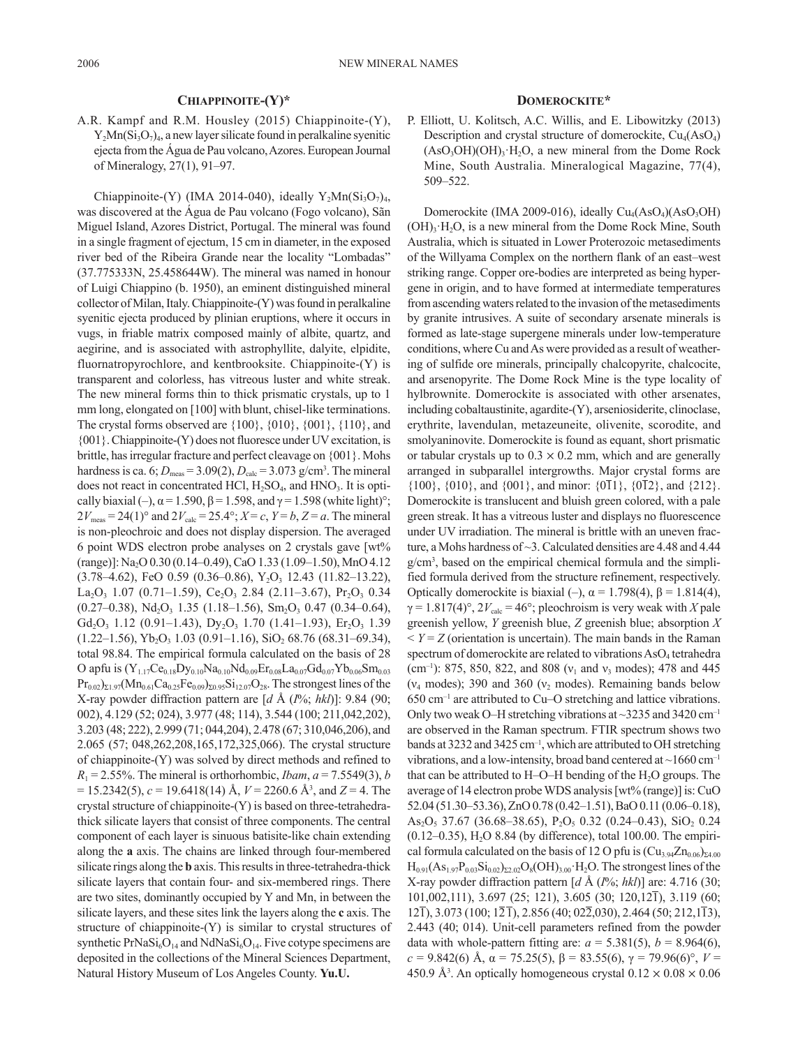## CHIAPPINOITE-(Y)*

A.R. Kampf and R.M. Housley (2015) Chiappinoite-(Y), $Y_2Mn(Si_3O_7)_4$, a new layer silicate found in peralkaline syenitic ejecta from the Água de Pau volcano, Azores. European Journal of Mineralogy, 27(1), 91–97.

Chiappinoite-(Y) (IMA 2014-040), ideally $Y_2Mn(Si_3O_7)_4$, was discovered at the Água de Pau volcano (Fogo volcano), Sãn Miguel Island, Azores District, Portugal. The mineral was found in a single fragment of ejectum, 15 cm in diameter, in the exposed river bed of the Ribeira Grande near the locality "Lombadas" (37.775333N, 25.458644W). The mineral was named in honour of Luigi Chiappino (b. 1950), an eminent distinguished mineral collector of Milan, Italy. Chiappinoite-(Y) was found in peralkaline syenitic ejecta produced by plinian eruptions, where it occurs in vugs, in friable matrix composed mainly of albite, quartz, and aegirine, and is associated with astrophyllite, dalyite, elpidite, fluornatropyrochlore, and kentbrooksite. Chiappinoite-(Y) is transparent and colorless, has vitreous luster and white streak. The new mineral forms thin to thick prismatic crystals, up to 1 mm long, elongated on [100] with blunt, chisel-like terminations. The crystal forms observed are {100}, {010}, {001}, {110}, and {001}. Chiappinoite-(Y) does not fluoresce under UV excitation, is brittle, has irregular fracture and perfect cleavage on {001}. Mohs hardness is ca. 6; $D_{meas}$ = 3.09(2), $D_{calc}$ = 3.073 g/cm$^3$. The mineral does not react in concentrated HCl, $H_2SO_4$, and $HNO_3$. It is optically biaxial (–), $\alpha$ = 1.590, $\beta$ = 1.598, and $\gamma$ = 1.598 (white light)°; $2V_{meas}$ = 24(1)° and $2V_{calc}$ = 25.4°; $X = c$, $Y = b$, $Z = a$. The mineral is non-pleochroic and does not display dispersion. The averaged 6 point WDS electron probe analyses on 2 crystals gave [wt% (range)]: $Na_2O$ 0.30 (0.14–0.49), CaO 1.33 (1.09–1.50), MnO 4.12 (3.78–4.62), FeO 0.59 (0.36–0.86), $Y_2O_3$ 12.43 (11.82–13.22), $La_2O_3$ 1.07 (0.71–1.59), $Ce_2O_3$ 2.84 (2.11–3.67), $Pr_2O_3$ 0.34 (0.27–0.38), $Nd_2O_3$ 1.35 (1.18–1.56), $Sm_2O_3$ 0.47 (0.34–0.64), $Gd_2O_3$ 1.12 (0.91–1.43), $Dy_2O_3$ 1.70 (1.41–1.93), $Er_2O_3$ 1.39 (1.22–1.56), $Yb_2O_3$ 1.03 (0.91–1.16), $SiO_2$ 68.76 (68.31–69.34), total 98.84. The empirical formula calculated on the basis of 28 O apfu is $(Y_{1.17}Ce_{0.18}Dy_{0.10}Na_{0.10}Nd_{0.09}Er_{0.08}La_{0.07}Gd_{0.07}Yb_{0.06}Sm_{0.03}Pr_{0.02})_{\Sigma 1.97}(Mn_{0.61}Ca_{0.25}Fe_{0.09})_{\Sigma 0.95}Si_{12.07}O_{28}$. The strongest lines of the X-ray powder diffraction pattern are [$d$ Å ($I$%; $hkl$)]: 9.84 (90; 002), 4.129 (52; 024), 3.977 (48; 114), 3.544 (100; 211,042,202), 3.203 (48; 222), 2.999 (71; 044,204), 2.478 (67; 310,046,206), and 2.065 (57; 048,262,208,165,172,325,066). The crystal structure of chiappinoite-(Y) was solved by direct methods and refined to $R_1$ = 2.55%. The mineral is orthorhombic, *Ibam*, $a$ = 7.5549(3), $b$ = 15.2342(5), $c$ = 19.6418(14) Å, $V$ = 2260.6 Å$^3$, and $Z$ = 4. The crystal structure of chiappinoite-(Y) is based on three-tetrahedra-thick silicate layers that consist of three components. The central component of each layer is sinuous batisite-like chain extending along the **a** axis. The chains are linked through four-membered silicate rings along the **b** axis. This results in three-tetrahedra-thick silicate layers that contain four- and six-membered rings. There are two sites, dominantly occupied by Y and Mn, in between the silicate layers, and these sites link the layers along the **c** axis. The structure of chiappinoite-(Y) is similar to crystal structures of synthetic $PrNaSi_6O_{14}$ and $NdNaSi_6O_{14}$. Five cotype specimens are deposited in the collections of the Mineral Sciences Department, Natural History Museum of Los Angeles County. **Yu.U.**

## DOMEROCKITE*

P. Elliott, U. Kolitsch, A.C. Willis, and E. Libowitzky (2013) Description and crystal structure of domerockite, $Cu_4(AsO_4)(AsO_3OH)(OH)_3{\cdot}H_2O$, a new mineral from the Dome Rock Mine, South Australia. Mineralogical Magazine, 77(4), 509–522.

Domerockite (IMA 2009-016), ideally $Cu_4(AsO_4)(AsO_3OH)(OH)_3{\cdot}H_2O$, is a new mineral from the Dome Rock Mine, South Australia, which is situated in Lower Proterozoic metasediments of the Willyama Complex on the northern flank of an east–west striking range. Copper ore-bodies are interpreted as being hypergene in origin, and to have formed at intermediate temperatures from ascending waters related to the invasion of the metasediments by granite intrusives. A suite of secondary arsenate minerals is formed as late-stage supergene minerals under low-temperature conditions, where Cu and As were provided as a result of weathering of sulfide ore minerals, principally chalcopyrite, chalcocite, and arsenopyrite. The Dome Rock Mine is the type locality of hylbrownite. Domerockite is associated with other arsenates, including cobaltaustinite, agardite-(Y), arseniosiderite, clinoclase, erythrite, lavendulan, metazeuneite, olivenite, scorodite, and smolyaninovite. Domerockite is found as equant, short prismatic or tabular crystals up to 0.3 × 0.2 mm, which and are generally arranged in subparallel intergrowths. Major crystal forms are {100}, {010}, and {001}, and minor: {0$\bar{1}$1}, {0$\bar{1}$2}, and {212}. Domerockite is translucent and bluish green colored, with a pale green streak. It has a vitreous luster and displays no fluorescence under UV irradiation. The mineral is brittle with an uneven fracture, a Mohs hardness of ~3. Calculated densities are 4.48 and 4.44 g/cm$^3$, based on the empirical chemical formula and the simplified formula derived from the structure refinement, respectively. Optically domerockite is biaxial (–), $\alpha$ = 1.798(4), $\beta$ = 1.814(4), $\gamma$ = 1.817(4)°, $2V_{calc}$ = 46°; pleochroism is very weak with $X$ pale greenish yellow, $Y$ greenish blue, $Z$ greenish blue; absorption $X$ < $Y$ = $Z$ (orientation is uncertain). The main bands in the Raman spectrum of domerockite are related to vibrations $AsO_4$ tetrahedra (cm$^{-1}$): 875, 850, 822, and 808 ($\nu_1$ and $\nu_3$ modes); 478 and 445 ($\nu_4$ modes); 390 and 360 ($\nu_2$ modes). Remaining bands below 650 cm$^{-1}$ are attributed to Cu–O stretching and lattice vibrations. Only two weak O–H stretching vibrations at ~3235 and 3420 cm$^{-1}$ are observed in the Raman spectrum. FTIR spectrum shows two bands at 3232 and 3425 cm$^{-1}$, which are attributed to OH stretching vibrations, and a low-intensity, broad band centered at ~1660 cm$^{-1}$ that can be attributed to H–O–H bending of the $H_2O$ groups. The average of 14 electron probe WDS analysis [wt% (range)] is: CuO 52.04 (51.30–53.36), ZnO 0.78 (0.42–1.51), BaO 0.11 (0.06–0.18), $As_2O_5$ 37.67 (36.68–38.65), $P_2O_5$ 0.32 (0.24–0.43), $SiO_2$ 0.24 (0.12–0.35), $H_2O$ 8.84 (by difference), total 100.00. The empirical formula calculated on the basis of 12 O pfu is $(Cu_{3.94}Zn_{0.06})_{\Sigma 4.00}H_{0.91}(As_{1.97}P_{0.03}Si_{0.02})_{\Sigma 2.02}O_8(OH)_{3.00}{\cdot}H_2O$. The strongest lines of the X-ray powder diffraction pattern [$d$ Å ($I$%; $hkl$)] are: 4.716 (30; 101,002,111), 3.697 (25; 121), 3.605 (30; 120,12$\bar{1}$), 3.119 (60; 1$\bar{2}$1), 3.073 (100; 1$\bar{2}\bar{1}$), 2.856 (40; 02$\bar{2}$,030), 2.464 (50; 212,1$\bar{1}$3), 2.443 (40; 014). Unit-cell parameters refined from the powder data with whole-pattern fitting are: $a$ = 5.381(5), $b$ = 8.964(6), $c$ = 9.842(6) Å, $\alpha$ = 75.25(5), $\beta$ = 83.55(6), $\gamma$ = 79.96(6)°, $V$ = 450.9 Å$^3$. An optically homogeneous crystal 0.12 × 0.08 × 0.06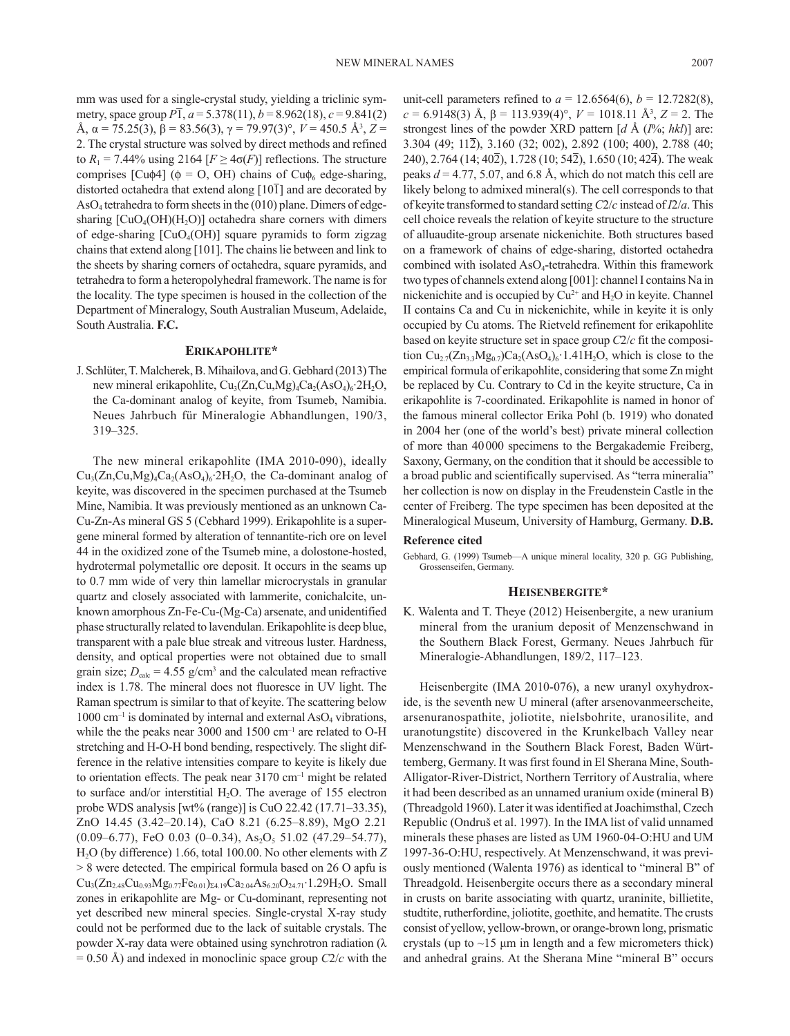mm was used for a single-crystal study, yielding a triclinic symmetry, space group $P\overline{1}$, $a$ = 5.378(11), $b$ = 8.962(18), $c$ = 9.841(2) Å, α = 75.25(3), β = 83.56(3), γ = 79.97(3)°, $V$ = 450.5 Å$^3$, $Z$ = 2. The crystal structure was solved by direct methods and refined to $R_1$ = 7.44% using 2164 [$F \geq 4\sigma(F)$] reflections. The structure comprises [Cuϕ4] (ϕ = O, OH) chains of Cuϕ$_6$ edge-sharing, distorted octahedra that extend along [10$\overline{1}$] and are decorated by $AsO_4$ tetrahedra to form sheets in the (010) plane. Dimers of edge-sharing [$CuO_4(OH)(H_2O)$] octahedra share corners with dimers of edge-sharing [$CuO_4(OH)$] square pyramids to form zigzag chains that extend along [101]. The chains lie between and link to the sheets by sharing corners of octahedra, square pyramids, and tetrahedra to form a heteropolyhedral framework. The name is for the locality. The type specimen is housed in the collection of the Department of Mineralogy, South Australian Museum, Adelaide, South Australia. **F.C.**

## ERIKAPOHLITE*

J. Schlüter, T. Malcherek, B. Mihailova, and G. Gebhard (2013) The new mineral erikapohlite, $Cu_3(Zn,Cu,Mg)_4Ca_2(AsO_4)_6\cdot 2H_2O$, the Ca-dominant analog of keyite, from Tsumeb, Namibia. Neues Jahrbuch für Mineralogie Abhandlungen, 190/3, 319–325.

The new mineral erikapohlite (IMA 2010-090), ideally $Cu_3(Zn,Cu,Mg)_4Ca_2(AsO_4)_6\cdot 2H_2O$, the Ca-dominant analog of keyite, was discovered in the specimen purchased at the Tsumeb Mine, Namibia. It was previously mentioned as an unknown Ca-Cu-Zn-As mineral GS 5 (Cebhard 1999). Erikapohlite is a supergene mineral formed by alteration of tennantite-rich ore on level 44 in the oxidized zone of the Tsumeb mine, a dolostone-hosted, hydrotermal polymetallic ore deposit. It occurs in the seams up to 0.7 mm wide of very thin lamellar microcrystals in granular quartz and closely associated with lammerite, conichalcite, unknown amorphous Zn-Fe-Cu-(Mg-Ca) arsenate, and unidentified phase structurally related to lavendulan. Erikapohlite is deep blue, transparent with a pale blue streak and vitreous luster. Hardness, density, and optical properties were not obtained due to small grain size; $D_{calc}$ = 4.55 g/cm$^3$ and the calculated mean refractive index is 1.78. The mineral does not fluoresce in UV light. The Raman spectrum is similar to that of keyite. The scattering below 1000 cm$^{-1}$ is dominated by internal and external $AsO_4$ vibrations, while the the peaks near 3000 and 1500 cm$^{-1}$ are related to O-H stretching and H-O-H bond bending, respectively. The slight difference in the relative intensities compare to keyite is likely due to orientation effects. The peak near 3170 cm$^{-1}$ might be related to surface and/or interstitial $H_2O$. The average of 155 electron probe WDS analysis [wt% (range)] is CuO 22.42 (17.71–33.35), ZnO 14.45 (3.42–20.14), CaO 8.21 (6.25–8.89), MgO 2.21 (0.09–6.77), FeO 0.03 (0–0.34), $As_2O_5$ 51.02 (47.29–54.77), $H_2O$ (by difference) 1.66, total 100.00. No other elements with $Z$ > 8 were detected. The empirical formula based on 26 O apfu is $Cu_3(Zn_{2.48}Cu_{0.93}Mg_{0.77}Fe_{0.01})_{\Sigma 4.19}Ca_{2.04}As_{6.20}O_{24.71}\cdot 1.29H_2O$. Small zones in erikapohlite are Mg- or Cu-dominant, representing not yet described new mineral species. Single-crystal X-ray study could not be performed due to the lack of suitable crystals. The powder X-ray data were obtained using synchrotron radiation (λ = 0.50 Å) and indexed in monoclinic space group $C2/c$ with the unit-cell parameters refined to $a$ = 12.6564(6), $b$ = 12.7282(8), $c$ = 6.9148(3) Å, β = 113.939(4)°, $V$ = 1018.11 Å$^3$, $Z$ = 2. The strongest lines of the powder XRD pattern [$d$ Å ($I$%; $hkl$)] are: 3.304 (49; 11$\overline{2}$), 3.160 (32; 002), 2.892 (100; 400), 2.788 (40; 240), 2.764 (14; 40$\overline{2}$), 1.728 (10; 54$\overline{2}$), 1.650 (10; 42$\overline{4}$). The weak peaks $d$ = 4.77, 5.07, and 6.8 Å, which do not match this cell are likely belong to admixed mineral(s). The cell corresponds to that of keyite transformed to standard setting $C2/c$ instead of $I2/a$. This cell choice reveals the relation of keyite structure to the structure of alluaudite-group arsenate nickenichite. Both structures based on a framework of chains of edge-sharing, distorted octahedra combined with isolated $AsO_4$-tetrahedra. Within this framework two types of channels extend along [001]: channel I contains Na in nickenichite and is occupied by $Cu^{2+}$ and $H_2O$ in keyite. Channel II contains Ca and Cu in nickenichite, while in keyite it is only occupied by Cu atoms. The Rietveld refinement for erikapohlite based on keyite structure set in space group $C2/c$ fit the composition $Cu_{2.7}(Zn_{3.3}Mg_{0.7})Ca_2(AsO_4)_6\cdot 1.41H_2O$, which is close to the empirical formula of erikapohlite, considering that some Zn might be replaced by Cu. Contrary to Cd in the keyite structure, Ca in erikapohlite is 7-coordinated. Erikapohlite is named in honor of the famous mineral collector Erika Pohl (b. 1919) who donated in 2004 her (one of the world's best) private mineral collection of more than 40000 specimens to the Bergakademie Freiberg, Saxony, Germany, on the condition that it should be accessible to a broad public and scientifically supervised. As "terra mineralia" her collection is now on display in the Freudenstein Castle in the center of Freiberg. The type specimen has been deposited at the Mineralogical Museum, University of Hamburg, Germany. **D.B.**

### Reference cited

Gebhard, G. (1999) Tsumeb—A unique mineral locality, 320 p. GG Publishing, Grossenseifen, Germany.

## HEISENBERGITE*

K. Walenta and T. Theye (2012) Heisenbergite, a new uranium mineral from the uranium deposit of Menzenschwand in the Southern Black Forest, Germany. Neues Jahrbuch für Mineralogie-Abhandlungen, 189/2, 117–123.

Heisenbergite (IMA 2010-076), a new uranyl oxyhydroxide, is the seventh new U mineral (after arsenovanmeerscheite, arsenuranospathite, joliotite, nielsbohrite, uranosilite, and uranotungstite) discovered in the Krunkelbach Valley near Menzenschwand in the Southern Black Forest, Baden Württemberg, Germany. It was first found in El Sherana Mine, South-Alligator-River-District, Northern Territory of Australia, where it had been described as an unnamed uranium oxide (mineral B) (Threadgold 1960). Later it was identified at Joachimsthal, Czech Republic (Ondruš et al. 1997). In the IMA list of valid unnamed minerals these phases are listed as UM 1960-04-O:HU and UM 1997-36-O:HU, respectively. At Menzenschwand, it was previously mentioned (Walenta 1976) as identical to "mineral B" of Threadgold. Heisenbergite occurs there as a secondary mineral in crusts on barite associating with quartz, uraninite, billietite, studtite, rutherfordine, joliotite, goethite, and hematite. The crusts consist of yellow, yellow-brown, or orange-brown long, prismatic crystals (up to ~15 μm in length and a few micrometers thick) and anhedral grains. At the Sherana Mine "mineral B" occurs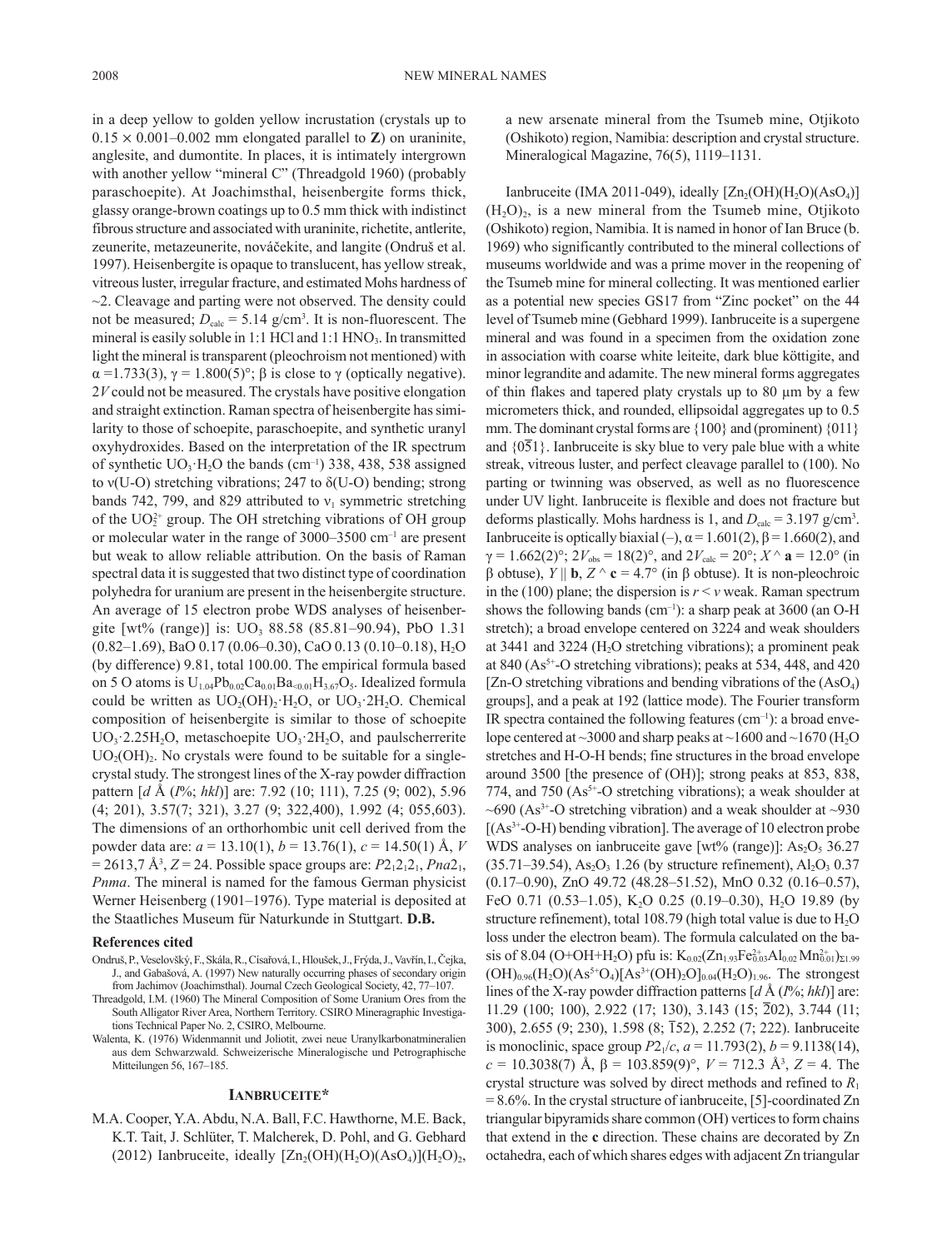in a deep yellow to golden yellow incrustation (crystals up to $0.15 \times 0.001$–$0.002$ mm elongated parallel to **Z**) on uraninite, anglesite, and dumontite. In places, it is intimately intergrown with another yellow "mineral C" (Threadgold 1960) (probably paraschoepite). At Joachimsthal, heisenbergite forms thick, glassy orange-brown coatings up to 0.5 mm thick with indistinct fibrous structure and associated with uraninite, richetite, antlerite, zeunerite, metazeunerite, nováčekite, and langite (Ondruš et al. 1997). Heisenbergite is opaque to translucent, has yellow streak, vitreous luster, irregular fracture, and estimated Mohs hardness of ~2. Cleavage and parting were not observed. The density could not be measured; $D_{calc}$ = 5.14 g/cm$^3$. It is non-fluorescent. The mineral is easily soluble in 1:1 HCl and 1:1 $HNO_3$. In transmitted light the mineral is transparent (pleochroism not mentioned) with $\alpha$ =1.733(3), $\gamma$ = 1.800(5)°; $\beta$ is close to $\gamma$ (optically negative). 2*V* could not be measured. The crystals have positive elongation and straight extinction. Raman spectra of heisenbergite has similarity to those of schoepite, paraschoepite, and synthetic uranyl oxyhydroxides. Based on the interpretation of the IR spectrum of synthetic $UO_3 \cdot H_2O$ the bands (cm$^{-1}$) 338, 438, 538 assigned to ν(U-O) stretching vibrations; 247 to δ(U-O) bending; strong bands 742, 799, and 829 attributed to $\nu_1$ symmetric stretching of the $UO_2^{2+}$ group. The OH stretching vibrations of OH group or molecular water in the range of 3000–3500 cm$^{-1}$ are present but weak to allow reliable attribution. On the basis of Raman spectral data it is suggested that two distinct type of coordination polyhedra for uranium are present in the heisenbergite structure. An average of 15 electron probe WDS analyses of heisenbergite [wt% (range)] is: $UO_3$ 88.58 (85.81–90.94), PbO 1.31 (0.82–1.69), BaO 0.17 (0.06–0.30), CaO 0.13 (0.10–0.18), $H_2O$ (by difference) 9.81, total 100.00. The empirical formula based on 5 O atoms is $U_{1.04}Pb_{0.02}Ca_{0.01}Ba_{<0.01}H_{3.67}O_5$. Idealized formula could be written as $UO_2(OH)_2 \cdot H_2O$, or $UO_3 \cdot 2H_2O$. Chemical composition of heisenbergite is similar to those of schoepite $UO_3 \cdot 2.25H_2O$, metaschoepite $UO_3 \cdot 2H_2O$, and paulscherrerite $UO_2(OH)_2$. No crystals were found to be suitable for a single-crystal study. The strongest lines of the X-ray powder diffraction pattern [*d* Å (*I*%; *hkl*)] are: 7.92 (10; 111), 7.25 (9; 002), 5.96 (4; 201), 3.57(7; 321), 3.27 (9; 322,400), 1.992 (4; 055,603). The dimensions of an orthorhombic unit cell derived from the powder data are: *a* = 13.10(1), *b* = 13.76(1), *c* = 14.50(1) Å, *V* = 2613,7 Å$^3$, *Z* = 24. Possible space groups are: $P2_12_12_1$, $Pna2_1$, *Pnma*. The mineral is named for the famous German physicist Werner Heisenberg (1901–1976). Type material is deposited at the Staatliches Museum für Naturkunde in Stuttgart. **D.B.**

### References cited

Ondruš, P., Veselovský, F., Skála, R., Císařová, I., Hloušek, J., Frýda, J., Vavřín, I., Čejka, J., and Gabašová, A. (1997) New naturally occurring phases of secondary origin from Jachimov (Joachimsthal). Journal Czech Geological Society, 42, 77–107.

Threadgold, I.M. (1960) The Mineral Composition of Some Uranium Ores from the South Alligator River Area, Northern Territory. CSIRO Mineragraphic Investigations Technical Paper No. 2, CSIRO, Melbourne.

Walenta, K. (1976) Widenmannit und Joliotit, zwei neue Uranylkarbonatmineralien aus dem Schwarzwald. Schweizerische Mineralogische und Petrographische Mitteilungen 56, 167–185.

## Ianbruceite*

M.A. Cooper, Y.A. Abdu, N.A. Ball, F.C. Hawthorne, M.E. Back, K.T. Tait, J. Schlüter, T. Malcherek, D. Pohl, and G. Gebhard (2012) Ianbruceite, ideally $[Zn_2(OH)(H_2O)(AsO_4)](H_2O)_2$, a new arsenate mineral from the Tsumeb mine, Otjikoto (Oshikoto) region, Namibia: description and crystal structure. Mineralogical Magazine, 76(5), 1119–1131.

Ianbruceite (IMA 2011-049), ideally $[Zn_2(OH)(H_2O)(AsO_4)](H_2O)_2$, is a new mineral from the Tsumeb mine, Otjikoto (Oshikoto) region, Namibia. It is named in honor of Ian Bruce (b. 1969) who significantly contributed to the mineral collections of museums worldwide and was a prime mover in the reopening of the Tsumeb mine for mineral collecting. It was mentioned earlier as a potential new species GS17 from "Zinc pocket" on the 44 level of Tsumeb mine (Gebhard 1999). Ianbruceite is a supergene mineral and was found in a specimen from the oxidation zone in association with coarse white leiteite, dark blue köttigite, and minor legrandite and adamite. The new mineral forms aggregates of thin flakes and tapered platy crystals up to 80 μm by a few micrometers thick, and rounded, ellipsoidal aggregates up to 0.5 mm. The dominant crystal forms are {100} and (prominent) {011} and {0$\bar{5}$1}. Ianbruceite is sky blue to very pale blue with a white streak, vitreous luster, and perfect cleavage parallel to (100). No parting or twinning was observed, as well as no fluorescence under UV light. Ianbruceite is flexible and does not fracture but deforms plastically. Mohs hardness is 1, and $D_{calc}$ = 3.197 g/cm$^3$. Ianbruceite is optically biaxial (–), $\alpha$ = 1.601(2), $\beta$ = 1.660(2), and $\gamma$ = 1.662(2)°; $2V_{obs}$ = 18(2)°, and $2V_{calc}$ = 20°; $X \wedge \mathbf{a}$ = 12.0° (in $\beta$ obtuse), $Y \parallel \mathbf{b}$, $Z \wedge \mathbf{c}$ = 4.7° (in $\beta$ obtuse). It is non-pleochroic in the (100) plane; the dispersion is $r < v$ weak. Raman spectrum shows the following bands (cm$^{-1}$): a sharp peak at 3600 (an O-H stretch); a broad envelope centered on 3224 and weak shoulders at 3441 and 3224 ($H_2O$ stretching vibrations); a prominent peak at 840 ($As^{5+}$-O stretching vibrations); peaks at 534, 448, and 420 [Zn-O stretching vibrations and bending vibrations of the $(AsO_4)$ groups], and a peak at 192 (lattice mode). The Fourier transform IR spectra contained the following features (cm$^{-1}$): a broad envelope centered at ~3000 and sharp peaks at ~1600 and ~1670 ($H_2O$ stretches and H-O-H bends; fine structures in the broad envelope around 3500 [the presence of (OH)]; strong peaks at 853, 838, 774, and 750 ($As^{5+}$-O stretching vibrations); a weak shoulder at ~690 ($As^{3+}$-O stretching vibration) and a weak shoulder at ~930 [($As^{3+}$-O-H) bending vibration]. The average of 10 electron probe WDS analyses on ianbruceite gave [wt% (range)]: $As_2O_5$ 36.27 (35.71–39.54), $As_2O_3$ 1.26 (by structure refinement), $Al_2O_3$ 0.37 (0.17–0.90), ZnO 49.72 (48.28–51.52), MnO 0.32 (0.16–0.57), FeO 0.71 (0.53–1.05), $K_2O$ 0.25 (0.19–0.30), $H_2O$ 19.89 (by structure refinement), total 108.79 (high total value is due to $H_2O$ loss under the electron beam). The formula calculated on the basis of 8.04 (O+OH+$H_2O$) pfu is: $K_{0.02}(Zn_{1.93}Fe^{2+}_{0.03}Al_{0.02}Mn^{2+}_{0.01})_{\Sigma 1.99}(OH)_{0.96}(H_2O)(As^{5+}O_4)[As^{3+}(OH)_2O]_{0.04}(H_2O)_{1.96}$. The strongest lines of the X-ray powder diffraction patterns [*d* Å (*I*%; *hkl*)] are: 11.29 (100; 100), 2.922 (17; 130), 3.143 (15; $\bar{2}$02), 3.744 (11; 300), 2.655 (9; 230), 1.598 (8; $\bar{1}$52), 2.252 (7; 222). Ianbruceite is monoclinic, space group $P2_1/c$, *a* = 11.793(2), *b* = 9.1138(14), *c* = 10.3038(7) Å, $\beta$ = 103.859(9)°, *V* = 712.3 Å$^3$, *Z* = 4. The crystal structure was solved by direct methods and refined to $R_1$ = 8.6%. In the crystal structure of ianbruceite, [5]-coordinated Zn triangular bipyramids share common (OH) vertices to form chains that extend in the **c** direction. These chains are decorated by Zn octahedra, each of which shares edges with adjacent Zn triangular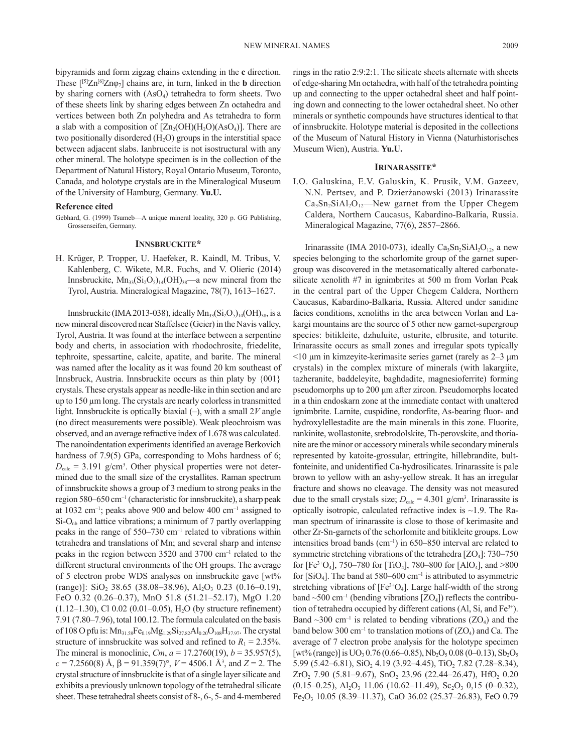bipyramids and form zigzag chains extending in the **c** direction. These $[^{[5]}Zn^{[6]}Zn\varphi_7]$ chains are, in turn, linked in the **b** direction by sharing corners with $(AsO_4)$ tetrahedra to form sheets. Two of these sheets link by sharing edges between Zn octahedra and vertices between both Zn polyhedra and As tetrahedra to form a slab with a composition of $[Zn_2(OH)(H_2O)(AsO_4)]$. There are two positionally disordered $(H_2O)$ groups in the interstitial space between adjacent slabs. Ianbruceite is not isostructural with any other mineral. The holotype specimen is in the collection of the Department of Natural History, Royal Ontario Museum, Toronto, Canada, and holotype crystals are in the Mineralogical Museum of the University of Hamburg, Germany. **Yu.U.**

#### Reference cited

Gebhard, G. (1999) Tsumeb—A unique mineral locality, 320 p. GG Publishing, Grossenseifen, Germany.

### Innsbruckite*

H. Krüger, P. Tropper, U. Haefeker, R. Kaindl, M. Tribus, V. Kahlenberg, C. Wikete, M.R. Fuchs, and V. Olieric (2014) Innsbruckite, $Mn_{33}(Si_2O_5)_{14}(OH)_{38}$—a new mineral from the Tyrol, Austria. Mineralogical Magazine, 78(7), 1613–1627.

Innsbruckite (IMA 2013-038), ideally $Mn_{33}(Si_2O_5)_{14}(OH)_{38}$, is a new mineral discovered near Staffelsee (Geier) in the Navis valley, Tyrol, Austria. It was found at the interface between a serpentine body and cherts, in association with rhodochrosite, friedelite, tephroite, spessartine, calcite, apatite, and barite. The mineral was named after the locality as it was found 20 km southeast of Innsbruck, Austria. Innsbruckite occurs as thin platy by {001} crystals. These crystals appear as needle-like in thin section and are up to 150 μm long. The crystals are nearly colorless in transmitted light. Innsbruckite is optically biaxial (–), with a small $2V$ angle (no direct measurements were possible). Weak pleochroism was observed, and an average refractive index of 1.678 was calculated. The nanoindentation experiments identified an average Berkovich hardness of 7.9(5) GPa, corresponding to Mohs hardness of 6; $D_{calc}$ = 3.191 g/cm$^3$. Other physical properties were not determined due to the small size of the crystallites. Raman spectrum of innsbruckite shows a group of 3 medium to strong peaks in the region 580–650 cm$^{-1}$ (characteristic for innsbruckite), a sharp peak at 1032 cm$^{-1}$; peaks above 900 and below 400 cm$^{-1}$ assigned to $Si-O_{nb}$ and lattice vibrations; a minimum of 7 partly overlapping peaks in the range of 550–730 cm$^{-1}$ related to vibrations within tetrahedra and translations of Mn; and several sharp and intense peaks in the region between 3520 and 3700 cm$^{-1}$ related to the different structural environments of the OH groups. The average of 5 electron probe WDS analyses on innsbruckite gave [wt% (range)]: $SiO_2$ 38.65 (38.08–38.96), $Al_2O_3$ 0.23 (0.16–0.19), FeO 0.32 (0.26–0.37), MnO 51.8 (51.21–52.17), MgO 1.20 (1.12–1.30), Cl 0.02 (0.01–0.05), $H_2O$ (by structure refinement) 7.91 (7.80–7.96), total 100.12. The formula calculated on the basis of 108 O pfu is: $Mn_{31.58}Fe_{0.19}Mg_{1.29}Si_{27.82}Al_{0.20}O_{108}H_{37.97}$. The crystal structure of innsbruckite was solved and refined to $R_1$ = 2.35%. The mineral is monoclinic, $Cm$, $a$ = 17.2760(19), $b$ = 35.957(5), $c$ = 7.2560(8) Å, β = 91.359(7)°, $V$ = 4506.1 Å$^3$, and $Z$ = 2. The crystal structure of innsbruckite is that of a single layer silicate and exhibits a previously unknown topology of the tetrahedral silicate sheet. These tetrahedral sheets consist of 8-, 6-, 5- and 4-membered rings in the ratio 2:9:2:1. The silicate sheets alternate with sheets of edge-sharing Mn octahedra, with half of the tetrahedra pointing up and connecting to the upper octahedral sheet and half pointing down and connecting to the lower octahedral sheet. No other minerals or synthetic compounds have structures identical to that of innsbruckite. Holotype material is deposited in the collections of the Museum of Natural History in Vienna (Naturhistorisches Museum Wien), Austria. **Yu.U.**

### Irinarassite*

I.O. Galuskina, E.V. Galuskin, K. Prusik, V.M. Gazeev, N.N. Pertsev, and P. Dzierżanowski (2013) Irinarassite $Ca_3Sn_2SiAl_2O_{12}$—New garnet from the Upper Chegem Caldera, Northern Caucasus, Kabardino-Balkaria, Russia. Mineralogical Magazine, 77(6), 2857–2866.

Irinarassite (IMA 2010-073), ideally $Ca_3Sn_2SiAl_2O_{12}$, a new species belonging to the schorlomite group of the garnet supergroup was discovered in the metasomatically altered carbonate-silicate xenolith #7 in ignimbrites at 500 m from Vorlan Peak in the central part of the Upper Chegem Caldera, Northern Caucasus, Kabardino-Balkaria, Russia. Altered under sanidine facies conditions, xenoliths in the area between Vorlan and Lakargi mountains are the source of 5 other new garnet-supergroup species: bitikleite, dzhuluite, usturite, elbrusite, and toturite. Irinarassite occurs as small zones and irregular spots typically <10 μm in kimzeyite-kerimasite series garnet (rarely as 2–3 μm crystals) in the complex mixture of minerals (with lakargiite, tazheranite, baddeleyite, baghdadite, magnesioferrite) forming pseudomorphs up to 200 μm after zircon. Pseudomorphs located in a thin endoskarn zone at the immediate contact with unaltered ignimbrite. Larnite, cuspidine, rondorfite, As-bearing fluor- and hydroxylellestadite are the main minerals in this zone. Fluorite, rankinite, wollastonite, srebrodolskite, Th-perovskite, and thorianite are the minor or accessory minerals while secondary minerals represented by katoite-grossular, ettringite, hillebrandite, bultfonteinite, and unidentified Ca-hydrosilicates. Irinarassite is pale brown to yellow with an ashy-yellow streak. It has an irregular fracture and shows no cleavage. The density was not measured due to the small crystals size; $D_{calc}$ = 4.301 g/cm$^3$. Irinarassite is optically isotropic, calculated refractive index is ~1.9. The Raman spectrum of irinarassite is close to those of kerimasite and other Zr-Sn-garnets of the schorlomite and bitikleite groups. Low intensities broad bands (cm$^{-1}$) in 650–850 interval are related to symmetric stretching vibrations of the tetrahedra $[ZO_4]$: 730–750 for $[Fe^{3+}O_4]$, 750–780 for $[TiO_4]$, 780–800 for $[AlO_4]$, and >800 for $[SiO_4]$. The band at 580–600 cm$^{-1}$ is attributed to asymmetric stretching vibrations of $[Fe^{3+}O_4]$. Large half-width of the strong band ~500 cm$^{-1}$ (bending vibrations $[ZO_4]$) reflects the contribution of tetrahedra occupied by different cations (Al, Si, and $Fe^{3+}$). Band ~300 cm$^{-1}$ is related to bending vibrations $(ZO_4)$ and the band below 300 cm$^{-1}$ to translation motions of $(ZO_4)$ and Ca. The average of 7 electron probe analysis for the holotype specimen [wt% (range)] is $UO_3$ 0.76 (0.66–0.85), $Nb_2O_5$ 0.08 (0–0.13), $Sb_2O_5$ 5.99 (5.42–6.81), $SiO_2$ 4.19 (3.92–4.45), $TiO_2$ 7.82 (7.28–8.34), $ZrO_2$ 7.90 (5.81–9.67), $SnO_2$ 23.96 (22.44–26.47), $HfO_2$ 0.20 (0.15–0.25), $Al_2O_3$ 11.06 (10.62–11.49), $Sc_2O_3$ 0,15 (0–0.32), $Fe_2O_3$ 10.05 (8.39–11.37), CaO 36.02 (25.37–26.83), FeO 0.79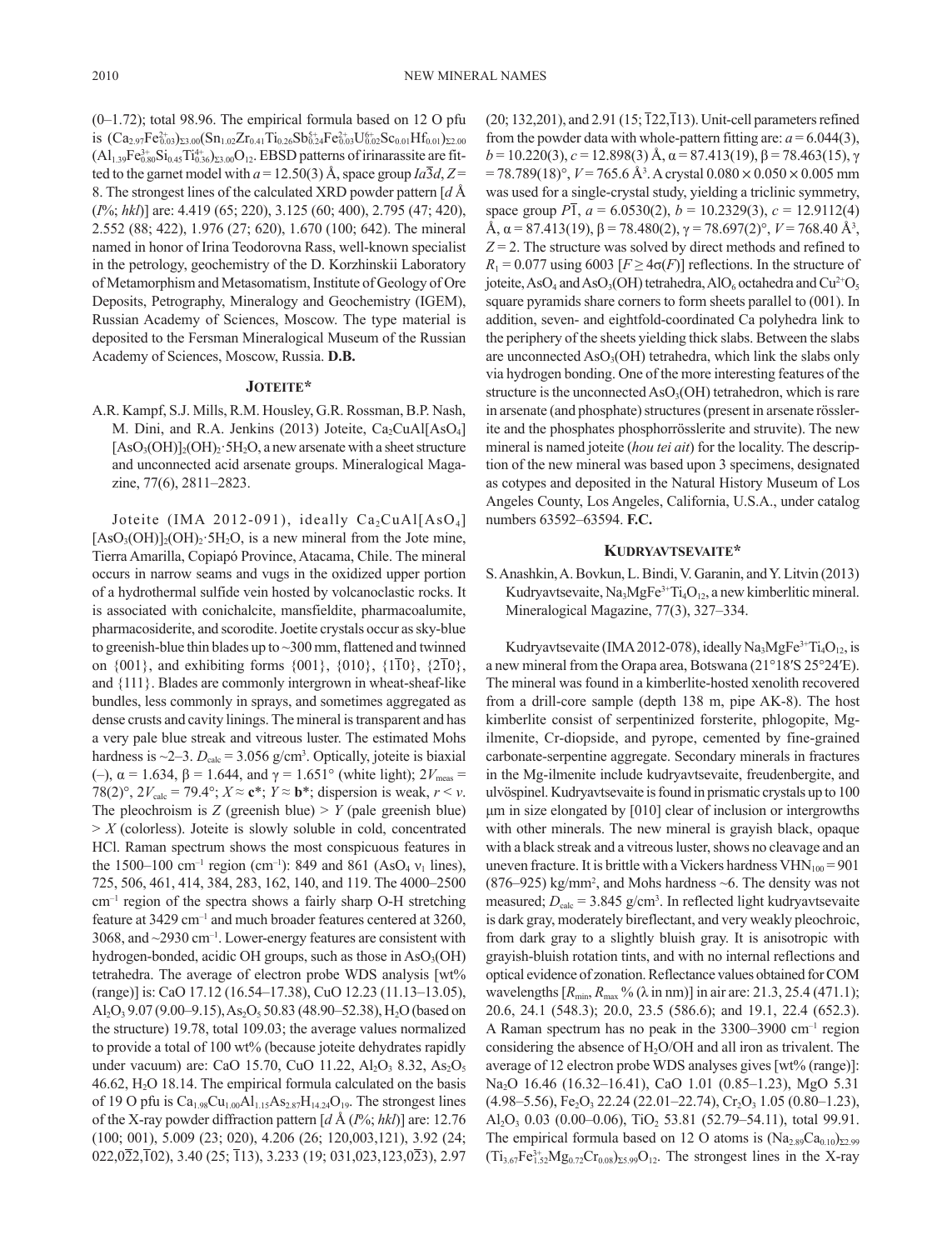(0–1.72); total 98.96. The empirical formula based on 12 O pfu is $(Ca_{2.97}Fe^{2+}_{0.03})_{\Sigma3.00}(Sn_{1.02}Zr_{0.41}Ti_{0.26}Sb^{5+}_{0.24}Fe^{2+}_{0.03}U^{6+}_{0.02}Sc_{0.01}Hf_{0.01})_{\Sigma2.00}$ $(Al_{1.39}Fe^{3+}_{0.80}Si_{0.45}Ti^{4+}_{0.36})_{\Sigma3.00}O_{12}$. EBSD patterns of irinarassite are fitted to the garnet model with $a = 12.50(3)$ Å, space group $Ia\overline{3}d$, $Z = 8$. The strongest lines of the calculated XRD powder pattern [$d$ Å ($I$%; $hkl$)] are: 4.419 (65; 220), 3.125 (60; 400), 2.795 (47; 420), 2.552 (88; 422), 1.976 (27; 620), 1.670 (100; 642). The mineral named in honor of Irina Teodorovna Rass, well-known specialist in the petrology, geochemistry of the D. Korzhinskii Laboratory of Metamorphism and Metasomatism, Institute of Geology of Ore Deposits, Petrography, Mineralogy and Geochemistry (IGEM), Russian Academy of Sciences, Moscow. The type material is deposited to the Fersman Mineralogical Museum of the Russian Academy of Sciences, Moscow, Russia. **D.B.**

## Joteite*

A.R. Kampf, S.J. Mills, R.M. Housley, G.R. Rossman, B.P. Nash, M. Dini, and R.A. Jenkins (2013) Joteite, $Ca_2CuAl[AsO_4][AsO_3(OH)]_2(OH)_2\cdot5H_2O$, a new arsenate with a sheet structure and unconnected acid arsenate groups. Mineralogical Magazine, 77(6), 2811–2823.

Joteite (IMA 2012-091), ideally $Ca_2CuAl[AsO_4][AsO_3(OH)]_2(OH)_2\cdot5H_2O$, is a new mineral from the Jote mine, Tierra Amarilla, Copiapó Province, Atacama, Chile. The mineral occurs in narrow seams and vugs in the oxidized upper portion of a hydrothermal sulfide vein hosted by volcanoclastic rocks. It is associated with conichalcite, mansfieldite, pharmacoalumite, pharmacosiderite, and scorodite. Joteite crystals occur as sky-blue to greenish-blue thin blades up to ~300 mm, flattened and twinned on {001}, and exhibiting forms {001}, {010}, {$1\overline{1}0$}, {$2\overline{1}0$}, and {111}. Blades are commonly intergrown in wheat-sheaf-like bundles, less commonly in sprays, and sometimes aggregated as dense crusts and cavity linings. The mineral is transparent and has a very pale blue streak and vitreous luster. The estimated Mohs hardness is ~2–3. $D_{calc} = 3.056$ g/cm³. Optically, joteite is biaxial (–), $\alpha = 1.634$, $\beta = 1.644$, and $\gamma = 1.651°$ (white light); $2V_{meas} = 78(2)°$, $2V_{calc} = 79.4°$; $X \approx$ **c***; $Y \approx$ **b***; dispersion is weak, $r < v$. The pleochroism is $Z$ (greenish blue) > $Y$ (pale greenish blue) > $X$ (colorless). Joteite is slowly soluble in cold, concentrated HCl. Raman spectrum shows the most conspicuous features in the 1500–100 cm⁻¹ region (cm⁻¹): 849 and 861 ($AsO_4$ $\nu_1$ lines), 725, 506, 461, 414, 384, 283, 162, 140, and 119. The 4000–2500 cm⁻¹ region of the spectra shows a fairly sharp O-H stretching feature at 3429 cm⁻¹ and much broader features centered at 3260, 3068, and ~2930 cm⁻¹. Lower-energy features are consistent with hydrogen-bonded, acidic OH groups, such as those in $AsO_3(OH)$ tetrahedra. The average of electron probe WDS analysis [wt% (range)] is: CaO 17.12 (16.54–17.38), CuO 12.23 (11.13–13.05), $Al_2O_3$ 9.07 (9.00–9.15), $As_2O_5$ 50.83 (48.90–52.38), $H_2O$ (based on the structure) 19.78, total 109.03; the average values normalized to provide a total of 100 wt% (because joteite dehydrates rapidly under vacuum) are: CaO 15.70, CuO 11.22, $Al_2O_3$ 8.32, $As_2O_5$ 46.62, $H_2O$ 18.14. The empirical formula calculated on the basis of 19 O pfu is $Ca_{1.98}Cu_{1.00}Al_{1.15}As_{2.87}H_{14.24}O_{19}$. The strongest lines of the X-ray powder diffraction pattern [$d$ Å ($I$%; $hkl$)] are: 12.76 (100; 001), 5.009 (23; 020), 4.206 (26; 120,003,121), 3.92 (24; 022,$0\overline{2}2$,$\overline{1}02$), 3.40 (25; $\overline{1}13$), 3.233 (19; 031,023,123,$0\overline{2}3$), 2.97 (20; 132,201), and 2.91 (15; $\overline{1}22$,$\overline{1}13$). Unit-cell parameters refined from the powder data with whole-pattern fitting are: $a = 6.044(3)$, $b = 10.220(3)$, $c = 12.898(3)$ Å, $\alpha = 87.413(19)$, $\beta = 78.463(15)$, $\gamma = 78.789(18)°$, $V = 765.6$ Å³. A crystal 0.080 × 0.050 × 0.005 mm was used for a single-crystal study, yielding a triclinic symmetry, space group $P\overline{1}$, $a = 6.0530(2)$, $b = 10.2329(3)$, $c = 12.9112(4)$ Å, $\alpha = 87.413(19)$, $\beta = 78.480(2)$, $\gamma = 78.697(2)°$, $V = 768.40$ Å³, $Z = 2$. The structure was solved by direct methods and refined to $R_1 = 0.077$ using 6003 [$F \geq 4\sigma(F)$] reflections. In the structure of joteite, $AsO_4$ and $AsO_3(OH)$ tetrahedra, $AlO_6$ octahedra and $Cu^{2+}O_5$ square pyramids share corners to form sheets parallel to (001). In addition, seven- and eightfold-coordinated Ca polyhedra link to the periphery of the sheets yielding thick slabs. Between the slabs are unconnected $AsO_3(OH)$ tetrahedra, which link the slabs only via hydrogen bonding. One of the more interesting features of the structure is the unconnected $AsO_3(OH)$ tetrahedron, which is rare in arsenate (and phosphate) structures (present in arsenate rösslerite and the phosphates phosphorrösslerite and struvite). The new mineral is named joteite (*hou tei ait*) for the locality. The description of the new mineral was based upon 3 specimens, designated as cotypes and deposited in the Natural History Museum of Los Angeles County, Los Angeles, California, U.S.A., under catalog numbers 63592–63594. **F.C.**

## Kudryavtsevaite*

S. Anashkin, A. Bovkun, L. Bindi, V. Garanin, and Y. Litvin (2013) Kudryavtsevaite, $Na_3MgFe^{3+}Ti_4O_{12}$, a new kimberlitic mineral. Mineralogical Magazine, 77(3), 327–334.

Kudryavtsevaite (IMA 2012-078), ideally $Na_3MgFe^{3+}Ti_4O_{12}$, is a new mineral from the Orapa area, Botswana (21°18′S 25°24′E). The mineral was found in a kimberlite-hosted xenolith recovered from a drill-core sample (depth 138 m, pipe AK-8). The host kimberlite consist of serpentinized forsterite, phlogopite, Mg-ilmenite, Cr-diopside, and pyrope, cemented by fine-grained carbonate-serpentine aggregate. Secondary minerals in fractures in the Mg-ilmenite include kudryavtsevaite, freudenbergite, and ulvöspinel. Kudryavtsevaite is found in prismatic crystals up to 100 μm in size elongated by [010] clear of inclusion or intergrowths with other minerals. The new mineral is grayish black, opaque with a black streak and a vitreous luster, shows no cleavage and an uneven fracture. It is brittle with a Vickers hardness $VHN_{100} = 901$ (876–925) kg/mm², and Mohs hardness ~6. The density was not measured; $D_{calc} = 3.845$ g/cm³. In reflected light kudryavtsevaite is dark gray, moderately bireflectant, and very weakly pleochroic, from dark gray to a slightly bluish gray. It is anisotropic with grayish-bluish rotation tints, and with no internal reflections and optical evidence of zonation. Reflectance values obtained for COM wavelengths [$R_{min}$, $R_{max}$ % (λ in nm)] in air are: 21.3, 25.4 (471.1); 20.6, 24.1 (548.3); 20.0, 23.5 (586.6); and 19.1, 22.4 (652.3). A Raman spectrum has no peak in the 3300–3900 cm⁻¹ region considering the absence of $H_2O$/OH and all iron as trivalent. The average of 12 electron probe WDS analyses gives [wt% (range)]: $Na_2O$ 16.46 (16.32–16.41), CaO 1.01 (0.85–1.23), MgO 5.31 (4.98–5.56), $Fe_2O_3$ 22.24 (22.01–22.74), $Cr_2O_3$ 1.05 (0.80–1.23), $Al_2O_3$ 0.03 (0.00–0.06), $TiO_2$ 53.81 (52.79–54.11), total 99.91. The empirical formula based on 12 O atoms is $(Na_{2.89}Ca_{0.10})_{\Sigma2.99}$ $(Ti_{3.67}Fe^{3+}_{1.52}Mg_{0.72}Cr_{0.08})_{\Sigma5.99}O_{12}$. The strongest lines in the X-ray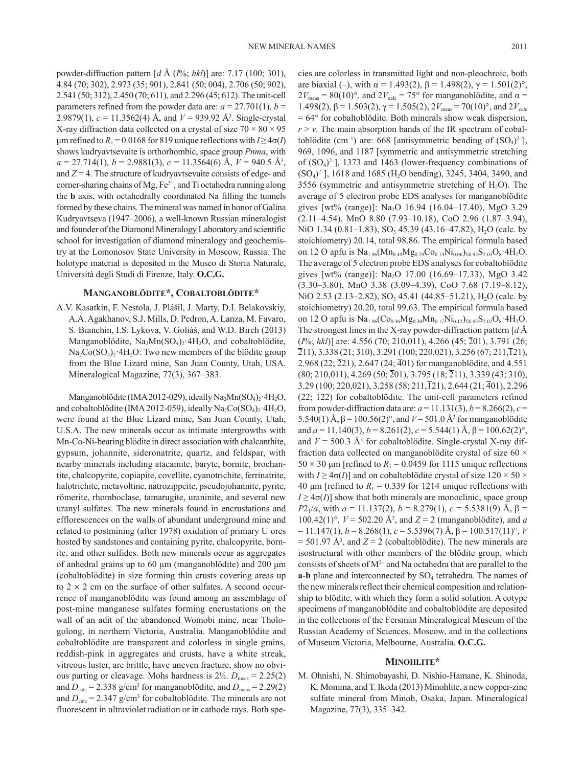powder-diffraction pattern [*d* Å (*I*%; *hkl*)] are: 7.17 (100; 301), 4.84 (70; 302), 2.973 (35; 901), 2.841 (50; 004), 2.706 (50; 902), 2.541 (50; 312), 2.450 (70; 611), and 2.296 (45; 612). The unit-cell parameters refined from the powder data are: $a$ = 27.701(1), $b$ = 2.9879(1), $c$ = 11.3562(4) Å, and $V$ = 939.92 Å$^3$. Single-crystal X-ray diffraction data collected on a crystal of size 70 × 80 × 95 μm refined to $R_1$ = 0.0168 for 819 unique reflections with $I \geq 4\sigma(I)$ shows kudryavtsevaite is orthorhombic, space group *Pnma*, with $a$ = 27.714(1), $b$ = 2.9881(3), $c$ = 11.3564(6) Å, $V$ = 940.5 Å$^3$, and $Z$ = 4. The structure of kudryavtsevaite consists of edge- and corner-sharing chains of Mg, $Fe^{3+}$, and Ti octahedra running along the **b** axis, with octahedrally coordinated Na filling the tunnels formed by these chains. The mineral was named in honor of Galina Kudryavtseva (1947–2006), a well-known Russian mineralogist and founder of the Diamond Mineralogy Laboratory and scientific school for investigation of diamond mineralogy and geochemistry at the Lomonosov State University in Moscow, Russia. The holotype material is deposited in the Museo di Storia Naturale, Università degli Studi di Firenze, Italy. **O.C.G.**

## Manganoblödite*, Cobaltoblödite*

A.V. Kasatkin, F. Nestola, J. Plášil, J. Marty, D.I. Belakovskiy, A.A. Agakhanov, S.J. Mills, D. Pedron, A. Lanza, M. Favaro, S. Bianchin, I.S. Lykova, V. Goliáš, and W.D. Birch (2013) Manganoblödite, $Na_2Mn(SO_4)_2\cdot 4H_2O$, and cobaltoblödite, $Na_2Co(SO_4)_2\cdot 4H_2O$: Two new members of the blödite group from the Blue Lizard mine, San Juan County, Utah, USA. Mineralogical Magazine, 77(3), 367–383.

Manganoblödite (IMA 2012-029), ideally $Na_2Mn(SO_4)_2\cdot 4H_2O$, and cobaltoblödite (IMA 2012-059), ideally $Na_2Co(SO_4)_2\cdot 4H_2O$, were found at the Blue Lizard mine, San Juan County, Utah, U.S.A. The new minerals occur as intimate intergrowths with Mn-Co-Ni-bearing blödite in direct association with chalcanthite, gypsum, johannite, sideronatrite, quartz, and feldspar, with nearby minerals including atacamite, baryte, bornite, brochantite, chalcopyrite, copiapite, covellite, cyanotrichite, ferrinatrite, halotrichite, metavoltine, natrozippeite, pseudojohannite, pyrite, römerite, rhomboclase, tamarugite, uraninite, and several new uranyl sulfates. The new minerals found in encrustations and efflorescences on the walls of abundant underground mine and related to postmining (after 1978) oxidation of primary U ores hosted by sandstones and containing pyrite, chalcopyrite, bornite, and other sulfides. Both new minerals occur as aggregates of anhedral grains up to 60 μm (manganoblödite) and 200 μm (cobaltoblödite) in size forming thin crusts covering areas up to 2 × 2 cm on the surface of other sulfates. A second occurrence of manganoblödite was found among an assemblage of post-mine manganese sulfates forming encrustations on the wall of an adit of the abandoned Womobi mine, near Thologolong, in northern Victoria, Australia. Manganoblödite and cobaltoblödite are transparent and colorless in single grains, reddish-pink in aggregates and crusts, have a white streak, vitreous luster, are brittle, have uneven fracture, show no obvious parting or cleavage. Mohs hardness is 2½. $D_{meas}$ = 2.25(2) and $D_{calc}$ = 2.338 g/cm$^3$ for manganoblödite, and $D_{meas}$ = 2.29(2) and $D_{calc}$ = 2.347 g/cm$^3$ for cobaltoblödite. The minerals are not fluorescent in ultraviolet radiation or in cathode rays. Both species are colorless in transmitted light and non-pleochroic, both are biaxial (–), with $\alpha$ = 1.493(2), $\beta$ = 1.498(2), $\gamma$ = 1.501(2)°, $2V_{meas}$ = 80(10)°, and $2V_{calc}$ = 75° for manganoblödite, and $\alpha$ = 1.498(2), $\beta$ = 1.503(2), $\gamma$ = 1.505(2), $2V_{meas}$ = 70(10)°, and $2V_{calc}$ = 64° for cobaltoblödite. Both minerals show weak dispersion, $r > v$. The main absorption bands of the IR spectrum of cobaltoblödite (cm$^{-1}$) are: 668 [antisymmetric bending of $(SO_4)^{2-}$], 969, 1096, and 1187 [symmetric and antisymmetric stretching of $(SO_4)^{2-}$], 1373 and 1463 (lower-frequency combinations of $(SO_4)^{2-}$], 1618 and 1685 ($H_2O$ bending), 3245, 3404, 3490, and 3556 (symmetric and antisymmetric stretching of $H_2O$). The average of 5 electron probe EDS analyses for manganoblödite gives [wt% (range)]: $Na_2O$ 16.94 (16.04–17.40), MgO 3.29 (2.11–4.54), MnO 8.80 (7.93–10.18), CoO 2.96 (1.87–3.94), NiO 1.34 (0.81–1.83), $SO_3$ 45.39 (43.16–47.82), $H_2O$ (calc. by stoichiometry) 20.14, total 98.86. The empirical formula based on 12 O apfu is $Na_{1.96}(Mn_{0.44}Mg_{0.29}Co_{0.14}Ni_{0.06})_{\Sigma 0.93}S_{2.03}O_8\cdot 4H_2O$. The average of 5 electron probe EDS analyses for cobaltoblödite gives [wt% (range)]: $Na_2O$ 17.00 (16.69–17.33), MgO 3.42 (3.30–3.80), MnO 3.38 (3.09–4.39), CoO 7.68 (7.19–8.12), NiO 2.53 (2.13–2.82), $SO_3$ 45.41 (44.85–51.21), $H_2O$ (calc. by stoichiometry) 20.20, total 99.63. The empirical formula based on 12 O apfu is $Na_{1.96}(Co_{0.36}Mg_{0.30}Mn_{0.17}Ni_{0.12})_{\Sigma 0.95}S_{2.02}O_8\cdot 4H_2O$. The strongest lines in the X-ray powder-diffraction pattern [*d* Å (*I*%; *hkl*)] are: 4.556 (70; 210,011), 4.266 (45; $\bar{2}$01), 3.791 (26; $\bar{2}$11), 3.338 (21; 310), 3.291 (100; 220,021), 3.256 (67; 211,$\bar{1}$21), 2.968 (22; $\bar{2}$21), 2.647 (24; $\bar{4}$01) for manganoblödite, and 4.551 (80; 210,011), 4.269 (50; $\bar{2}$01), 3.795 (18; $\bar{2}$11), 3.339 (43; 310), 3.29 (100; 220,021), 3.258 (58; 211,$\bar{1}$21), 2.644 (21; $\bar{4}$01), 2.296 (22; $\bar{1}$22) for cobaltoblödite. The unit-cell parameters refined from powder-diffraction data are: $a$ = 11.131(3), $b$ = 8.266(2), $c$ = 5.540(1) Å, $\beta$ = 100.56(2)°, and $V$ = 501.0 Å$^3$ for manganoblödite and $a$ = 11.140(3), $b$ = 8.261(2), $c$ = 5.544(1) Å, $\beta$ = 100.62(2)°, and $V$ = 500.3 Å$^3$ for cobaltoblödite. Single-crystal X-ray diffraction data collected on manganoblödite crystal of size 60 × 50 × 30 μm [refined to $R_1$ = 0.0459 for 1115 unique reflections with $I \geq 4\sigma(I)$] and on cobaltoblödite crystal of size 120 × 50 × 40 μm [refined to $R_1$ = 0.339 for 1214 unique reflections with $I \geq 4\sigma(I)$] show that both minerals are monoclinic, space group $P2_1/a$, with $a$ = 11.137(2), $b$ = 8.279(1), $c$ = 5.5381(9) Å, $\beta$ = 100.42(1)°, $V$ = 502.20 Å$^3$, and $Z$ = 2 (manganoblödite), and $a$ = 11.147(1), $b$ = 8.268(1), $c$ = 5.5396(7) Å, $\beta$ = 100.517(11)°, $V$ = 501.97 Å$^3$, and $Z$ = 2 (cobaltoblödite). The new minerals are isostructural with other members of the blödite group, which consists of sheets of $M^{2+}$ and Na octahedra that are parallel to the **a**-**b** plane and interconnected by $SO_4$ tetrahedra. The names of the new minerals reflect their chemical composition and relationship to blödite, with which they form a solid solution. A cotype specimens of manganoblödite and cobaltoblödite are deposited in the collections of the Fersman Mineralogical Museum of the Russian Academy of Sciences, Moscow, and in the collections of Museum Victoria, Melbourne, Australia. **O.C.G.**

## Minohlite*

M. Ohnishi, N. Shimobayashi, D. Nishio-Hamane, K. Shinoda, K. Momma, and T. Ikeda (2013) Minohlite, a new copper-zinc sulfate mineral from Minoh, Osaka, Japan. Mineralogical Magazine, 77(3), 335–342.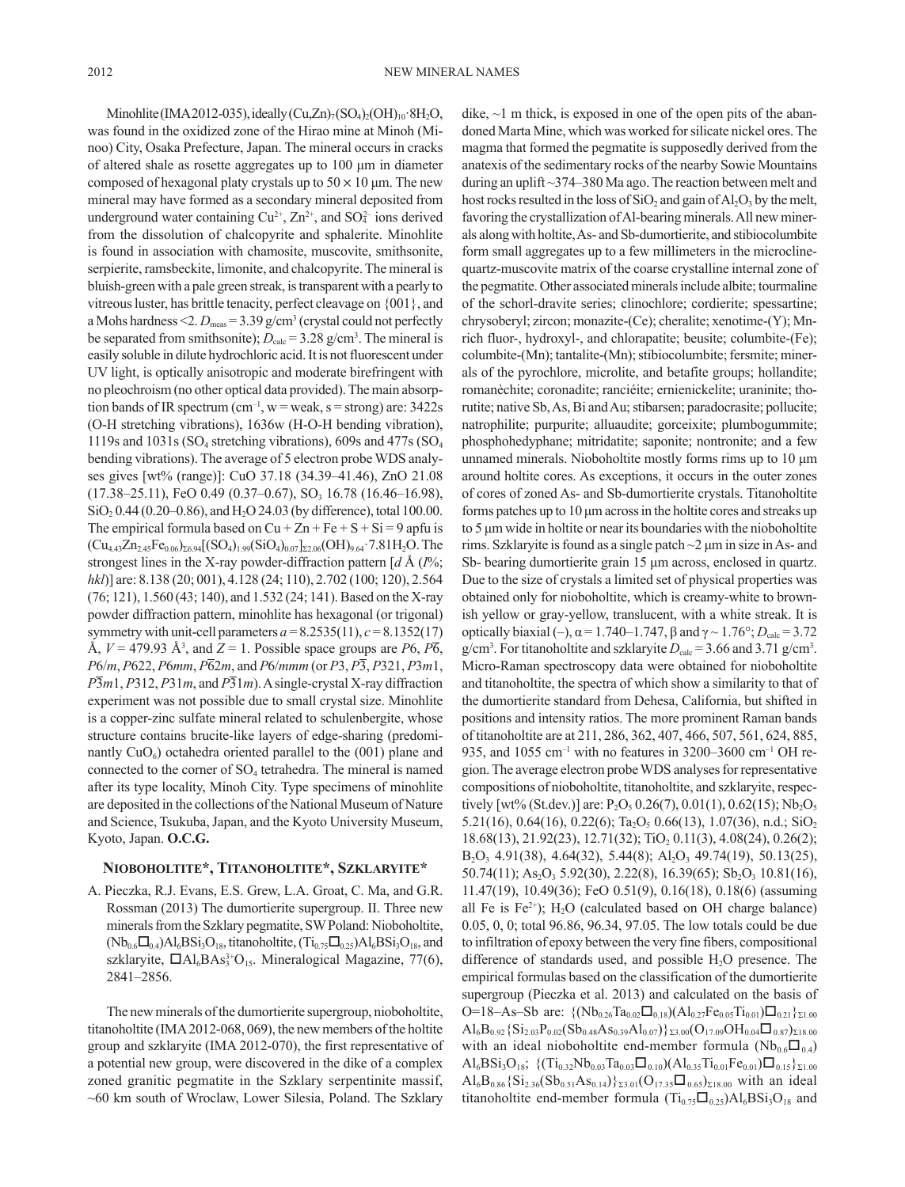Minohlite (IMA2012-035), ideally $(Cu,Zn)_7(SO_4)_2(OH)_{10}·8H_2O$, was found in the oxidized zone of the Hirao mine at Minoh (Minoo) City, Osaka Prefecture, Japan. The mineral occurs in cracks of altered shale as rosette aggregates up to 100 μm in diameter composed of hexagonal platy crystals up to 50 × 10 μm. The new mineral may have formed as a secondary mineral deposited from underground water containing $Cu^{2+}$, $Zn^{2+}$, and $SO_4^{2-}$ ions derived from the dissolution of chalcopyrite and sphalerite. Minohlite is found in association with chamosite, muscovite, smithsonite, serpierite, ramsbeckite, limonite, and chalcopyrite. The mineral is bluish-green with a pale green streak, is transparent with a pearly to vitreous luster, has brittle tenacity, perfect cleavage on {001}, and a Mohs hardness <2. $D_{meas}$ = 3.39 g/cm³ (crystal could not perfectly be separated from smithsonite); $D_{calc}$ = 3.28 g/cm³. The mineral is easily soluble in dilute hydrochloric acid. It is not fluorescent under UV light, is optically anisotropic and moderate birefringent with no pleochroism (no other optical data provided). The main absorption bands of IR spectrum (cm⁻¹, w = weak, s = strong) are: 3422s (O-H stretching vibrations), 1636w (H-O-H bending vibration), 1119s and 1031s ($SO_4$ stretching vibrations), 609s and 477s ($SO_4$ bending vibrations). The average of 5 electron probe WDS analyses gives [wt% (range)]: CuO 37.18 (34.39–41.46), ZnO 21.08 (17.38–25.11), FeO 0.49 (0.37–0.67), $SO_3$ 16.78 (16.46–16.98), $SiO_2$ 0.44 (0.20–0.86), and $H_2O$ 24.03 (by difference), total 100.00. The empirical formula based on Cu + Zn + Fe + S + Si = 9 apfu is $(Cu_{4.43}Zn_{2.45}Fe_{0.06})_{\Sigma 6.94}[(SO_4)_{1.99}(SiO_4)_{0.07}]_{\Sigma 2.06}(OH)_{9.64}·7.81H_2O$. The strongest lines in the X-ray powder-diffraction pattern [*d* Å (*I*%; *hkl*)] are: 8.138 (20; 001), 4.128 (24; 110), 2.702 (100; 120), 2.564 (76; 121), 1.560 (43; 140), and 1.532 (24; 141). Based on the X-ray powder diffraction pattern, minohlite has hexagonal (or trigonal) symmetry with unit-cell parameters *a* = 8.2535(11), *c* = 8.1352(17) Å, *V* = 479.93 Å³, and *Z* = 1. Possible space groups are *P*6, $P\bar{6}$, *P*6/*m*, *P*622, *P*6*mm*, $P\bar{6}2m$, and *P*6/*mmm* (or *P*3, $P\bar{3}$, *P*321, *P*3*m*1, $P\bar{3}m1$, *P*312, *P*31*m*, and $P\bar{3}1m$). A single-crystal X-ray diffraction experiment was not possible due to small crystal size. Minohlite is a copper-zinc sulfate mineral related to schulenbergite, whose structure contains brucite-like layers of edge-sharing (predominantly $CuO_6$) octahedra oriented parallel to the (001) plane and connected to the corner of $SO_4$ tetrahedra. The mineral is named after its type locality, Minoh City. Type specimens of minohlite are deposited in the collections of the National Museum of Nature and Science, Tsukuba, Japan, and the Kyoto University Museum, Kyoto, Japan. **O.C.G.**

## Nioboholtite*, Titanoholtite*, Szklaryite*

A. Pieczka, R.J. Evans, E.S. Grew, L.A. Groat, C. Ma, and G.R. Rossman (2013) The dumortierite supergroup. II. Three new minerals from the Szklary pegmatite, SW Poland: Nioboholtite, $(Nb_{0.6}\square_{0.4})Al_6BSi_3O_{18}$, titanoholtite, $(Ti_{0.75}\square_{0.25})Al_6BSi_3O_{18}$, and szklaryite, $\square Al_6BAs^{3+}_3O_{15}$. Mineralogical Magazine, 77(6), 2841–2856.

The new minerals of the dumortierite supergroup, nioboholtite, titanoholtite (IMA 2012-068, 069), the new members of the holtite group and szklaryite (IMA 2012-070), the first representative of a potential new group, were discovered in the dike of a complex zoned granitic pegmatite in the Szklary serpentinite massif, ~60 km south of Wroclaw, Lower Silesia, Poland. The Szklary dike, ~1 m thick, is exposed in one of the open pits of the abandoned Marta Mine, which was worked for silicate nickel ores. The magma that formed the pegmatite is supposedly derived from the anatexis of the sedimentary rocks of the nearby Sowie Mountains during an uplift ~374–380 Ma ago. The reaction between melt and host rocks resulted in the loss of $SiO_2$ and gain of $Al_2O_3$ by the melt, favoring the crystallization of Al-bearing minerals. All new minerals along with holtite, As- and Sb-dumortierite, and stibiocolumbite form small aggregates up to a few millimeters in the microcline-quartz-muscovite matrix of the coarse crystalline internal zone of the pegmatite. Other associated minerals include albite; tourmaline of the schorl-dravite series; clinochlore; cordierite; spessartine; chrysoberyl; zircon; monazite-(Ce); cheralite; xenotime-(Y); Mn-rich fluor-, hydroxyl-, and chlorapatite; beusite; columbite-(Fe); columbite-(Mn); tantalite-(Mn); stibiocolumbite; fersmite; minerals of the pyrochlore, microlite, and betafite groups; hollandite; romanèchite; coronadite; ranciéite; ernienickelite; uraninite; thorutite; native Sb, As, Bi and Au; stibarsen; paradocrasite; pollucite; natrophilite; purpurite; alluaudite; gorceixite; plumbogummite; phosphohedyphane; mitridatite; saponite; nontronite; and a few unnamed minerals. Nioboholtite mostly forms rims up to 10 μm around holtite cores. As exceptions, it occurs in the outer zones of cores of zoned As- and Sb-dumortierite crystals. Titanoholtite forms patches up to 10 μm across in the holtite cores and streaks up to 5 μm wide in holtite or near its boundaries with the nioboholtite rims. Szklaryite is found as a single patch ~2 μm in size in As- and Sb- bearing dumortierite grain 15 μm across, enclosed in quartz. Due to the size of crystals a limited set of physical properties was obtained only for nioboholtite, which is creamy-white to brownish yellow or gray-yellow, translucent, with a white streak. It is optically biaxial (–), α = 1.740–1.747, β and γ ~ 1.76°; $D_{calc}$ = 3.72 g/cm³. For titanoholtite and szklaryite $D_{calc}$ = 3.66 and 3.71 g/cm³. Micro-Raman spectroscopy data were obtained for nioboholtite and titanoholtite, the spectra of which show a similarity to that of the dumortierite standard from Dehesa, California, but shifted in positions and intensity ratios. The more prominent Raman bands of titanoholtite are at 211, 286, 362, 407, 466, 507, 561, 624, 885, 935, and 1055 cm⁻¹ with no features in 3200–3600 cm⁻¹ OH region. The average electron probe WDS analyses for representative compositions of nioboholtite, titanoholtite, and szklaryite, respectively [wt% (St.dev.)] are: $P_2O_5$ 0.26(7), 0.01(1), 0.62(15); $Nb_2O_5$ 5.21(16), 0.64(16), 0.22(6); $Ta_2O_5$ 0.66(13), 1.07(36), n.d.; $SiO_2$ 18.68(13), 21.92(23), 12.71(32); $TiO_2$ 0.11(3), 4.08(24), 0.26(2); $B_2O_3$ 4.91(38), 4.64(32), 5.44(8); $Al_2O_3$ 49.74(19), 50.13(25), 50.74(11); $As_2O_3$ 5.92(30), 2.22(8), 16.39(65); $Sb_2O_3$ 10.81(16), 11.47(19), 10.49(36); FeO 0.51(9), 0.16(18), 0.18(6) (assuming all Fe is $Fe^{2+}$); $H_2O$ (calculated based on OH charge balance) 0.05, 0, 0; total 96.86, 96.34, 97.05. The low totals could be due to infiltration of epoxy between the very fine fibers, compositional difference of standards used, and possible $H_2O$ presence. The empirical formulas based on the classification of the dumortierite supergroup (Pieczka et al. 2013) and calculated on the basis of O=18–As–Sb are: $\{(Nb_{0.26}Ta_{0.02}\square_{0.18})(Al_{0.27}Fe_{0.05}Ti_{0.01})\square_{0.21}\}_{\Sigma 1.00}Al_6B_{0.92}\{Si_{2.03}P_{0.02}(Sb_{0.48}As_{0.39}Al_{0.07})\}_{\Sigma 3.00}(O_{17.09}OH_{0.04}\square_{0.87})_{\Sigma 18.00}$ with an ideal nioboholtite end-member formula $(Nb_{0.6}\square_{0.4})Al_6BSi_3O_{18}$; $\{(Ti_{0.32}Nb_{0.03}Ta_{0.03}\square_{0.10})(Al_{0.35}Ti_{0.01}Fe_{0.01})\square_{0.15}\}_{\Sigma 1.00}Al_6B_{0.86}\{Si_{2.36}(Sb_{0.51}As_{0.14})\}_{\Sigma 3.01}(O_{17.35}\square_{0.65})_{\Sigma 18.00}$ with an ideal titanoholtite end-member formula $(Ti_{0.75}\square_{0.25})Al_6BSi_3O_{18}$ and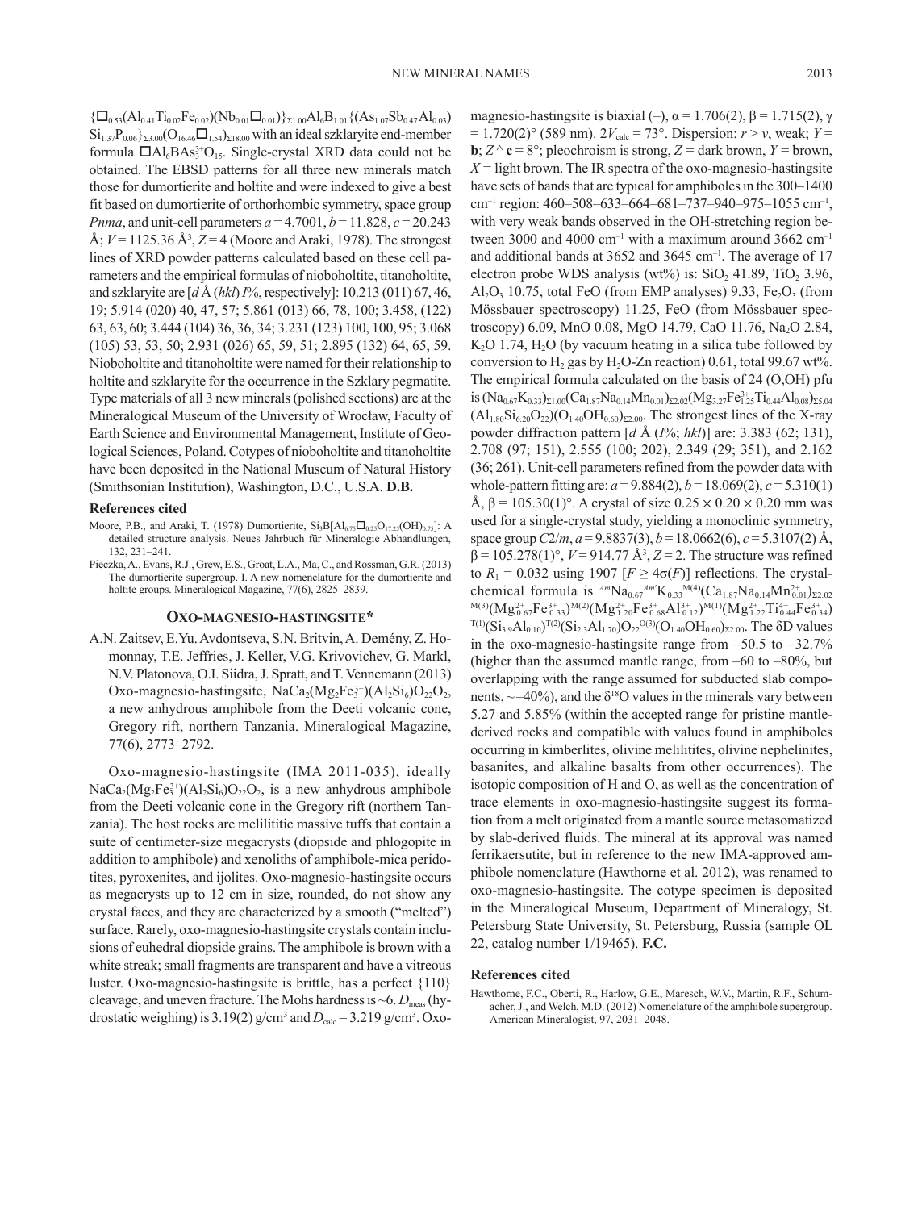$\{\square_{0.53}(Al_{0.41}Ti_{0.02}Fe_{0.02})(Nb_{0.01}\square_{0.01})\}_{\Sigma1.00}Al_6B_{1.01}\{(As_{1.07}Sb_{0.47}Al_{0.03})Si_{1.37}P_{0.06}\}_{\Sigma3.00}(O_{16.46}\square_{1.54})_{\Sigma18.00}$ with an ideal szklaryite end-member formula $\square Al_6BAs^{3+}_3O_{15}$. Single-crystal XRD data could not be obtained. The EBSD patterns for all three new minerals match those for dumortierite and holtite and were indexed to give a best fit based on dumortierite of orthorhombic symmetry, space group *Pnma*, and unit-cell parameters $a = 4.7001$, $b = 11.828$, $c = 20.243$ Å; $V = 1125.36$ Å$^3$, $Z = 4$ (Moore and Araki, 1978). The strongest lines of XRD powder patterns calculated based on these cell parameters and the empirical formulas of nioboholtite, titanoholtite, and szklaryite are [$d$ Å ($hkl$) $I$%, respectively]: 10.213 (011) 67, 46, 19; 5.914 (020) 40, 47, 57; 5.861 (013) 66, 78, 100; 3.458, (122) 63, 63, 60; 3.444 (104) 36, 36, 34; 3.231 (123) 100, 100, 95; 3.068 (105) 53, 53, 50; 2.931 (026) 65, 59, 51; 2.895 (132) 64, 65, 59. Nioboholtite and titanoholtite were named for their relationship to holtite and szklaryite for the occurrence in the Szklary pegmatite. Type materials of all 3 new minerals (polished sections) are at the Mineralogical Museum of the University of Wrocław, Faculty of Earth Science and Environmental Management, Institute of Geological Sciences, Poland. Cotypes of nioboholtite and titanoholtite have been deposited in the National Museum of Natural History (Smithsonian Institution), Washington, D.C., U.S.A. **D.B.**

### References cited

Moore, P.B., and Araki, T. (1978) Dumortierite, $Si_3B[Al_{6.75}\square_{0.25}O_{17.25}(OH)_{0.75}]$: A detailed structure analysis. Neues Jahrbuch für Mineralogie Abhandlungen, 132, 231–241.

Pieczka, A., Evans, R.J., Grew, E.S., Groat, L.A., Ma, C., and Rossman, G.R. (2013) The dumortierite supergroup. I. A new nomenclature for the dumortierite and holtite groups. Mineralogical Magazine, 77(6), 2825–2839.

## Oxo-magnesio-hastingsite*

A.N. Zaitsev, E.Yu. Avdontseva, S.N. Britvin, A. Demény, Z. Homonnay, T.E. Jeffries, J. Keller, V.G. Krivovichev, G. Markl, N.V. Platonova, O.I. Siidra, J. Spratt, and T. Vennemann (2013) Oxo-magnesio-hastingsite, $NaCa_2(Mg_2Fe^{3+}_3)(Al_2Si_6)O_{22}O_2$, a new anhydrous amphibole from the Deeti volcanic cone, Gregory rift, northern Tanzania. Mineralogical Magazine, 77(6), 2773–2792.

Oxo-magnesio-hastingsite (IMA 2011-035), ideally $NaCa_2(Mg_2Fe^{3+}_3)(Al_2Si_6)O_{22}O_2$, is a new anhydrous amphibole from the Deeti volcanic cone in the Gregory rift (northern Tanzania). The host rocks are melilititic massive tuffs that contain a suite of centimeter-size megacrysts (diopside and phlogopite in addition to amphibole) and xenoliths of amphibole-mica peridotites, pyroxenites, and ijolites. Oxo-magnesio-hastingsite occurs as megacrysts up to 12 cm in size, rounded, do not show any crystal faces, and they are characterized by a smooth ("melted") surface. Rarely, oxo-magnesio-hastingsite crystals contain inclusions of euhedral diopside grains. The amphibole is brown with a white streak; small fragments are transparent and have a vitreous luster. Oxo-magnesio-hastingsite is brittle, has a perfect {110} cleavage, and uneven fracture. The Mohs hardness is ~6. $D_{meas}$ (hydrostatic weighing) is 3.19(2) g/cm$^3$ and $D_{calc}$ = 3.219 g/cm$^3$. Oxo-magnesio-hastingsite is biaxial (–), $\alpha = 1.706(2)$, $\beta = 1.715(2)$, $\gamma = 1.720(2)°$ (589 nm). $2V_{calc} = 73°$. Dispersion: $r > v$, weak; $Y = \mathbf{b}$; $Z \wedge \mathbf{c} = 8°$; pleochroism is strong, $Z$ = dark brown, $Y$ = brown, $X$ = light brown. The IR spectra of the oxo-magnesio-hastingsite have sets of bands that are typical for amphiboles in the 300–1400 cm$^{-1}$ region: 460–508–633–664–681–737–940–975–1055 cm$^{-1}$, with very weak bands observed in the OH-stretching region between 3000 and 4000 cm$^{-1}$ with a maximum around 3662 cm$^{-1}$ and additional bands at 3652 and 3645 cm$^{-1}$. The average of 17 electron probe WDS analysis (wt%) is: $SiO_2$ 41.89, $TiO_2$ 3.96, $Al_2O_3$ 10.75, total FeO (from EMP analyses) 9.33, $Fe_2O_3$ (from Mössbauer spectroscopy) 11.25, FeO (from Mössbauer spectroscopy) 6.09, MnO 0.08, MgO 14.79, CaO 11.76, $Na_2O$ 2.84, $K_2O$ 1.74, $H_2O$ (by vacuum heating in a silica tube followed by conversion to $H_2$ gas by $H_2O$-Zn reaction) 0.61, total 99.67 wt%. The empirical formula calculated on the basis of 24 (O,OH) pfu is $(Na_{0.67}K_{0.33})_{\Sigma1.00}(Ca_{1.87}Na_{0.14}Mn_{0.01})_{\Sigma2.02}(Mg_{3.27}Fe^{3+}_{1.25}Ti_{0.44}Al_{0.08})_{\Sigma5.04}(Al_{1.80}Si_{6.20}O_{22})(O_{1.40}OH_{0.60})_{\Sigma2.00}$. The strongest lines of the X-ray powder diffraction pattern [$d$ Å ($I$%; $hkl$)] are: 3.383 (62; 131), 2.708 (97; 151), 2.555 (100; $\bar{2}02$), 2.349 (29; $\bar{3}51$), and 2.162 (36; 261). Unit-cell parameters refined from the powder data with whole-pattern fitting are: $a = 9.884(2)$, $b = 18.069(2)$, $c = 5.310(1)$ Å, $\beta = 105.30(1)°$. A crystal of size $0.25 \times 0.20 \times 0.20$ mm was used for a single-crystal study, yielding a monoclinic symmetry, space group $C2/m$, $a = 9.8837(3)$, $b = 18.0662(6)$, $c = 5.3107(2)$ Å, $\beta = 105.278(1)°$, $V = 914.77$ Å$^3$, $Z = 2$. The structure was refined to $R_1 = 0.032$ using 1907 [$F \geq 4\sigma(F)$] reflections. The crystal-chemical formula is $^{Am}Na_{0.67}{}^{Am'}K_{0.33}{}^{M(4)}(Ca_{1.87}Na_{0.14}Mn^{2+}_{0.01})_{\Sigma2.02}$ $^{M(3)}(Mg^{2+}_{0.67}Fe^{3+}_{0.33})^{M(2)}(Mg^{2+}_{1.20}Fe^{3+}_{0.68}Al^{3+}_{0.12})^{M(1)}(Mg^{2+}_{1.22}Ti^{4+}_{0.44}Fe^{3+}_{0.34})$ $^{T(1)}(Si_{3.9}Al_{0.10})^{T(2)}(Si_{2.3}Al_{1.70})O_{22}{}^{O(3)}(O_{1.40}OH_{0.60})_{\Sigma2.00}$. The δD values in the oxo-magnesio-hastingsite range from –50.5 to –32.7% (higher than the assumed mantle range, from –60 to –80%, but overlapping with the range assumed for subducted slab components, ~–40%), and the $\delta^{18}O$ values in the minerals vary between 5.27 and 5.85% (within the accepted range for pristine mantle-derived rocks and compatible with values found in amphiboles occurring in kimberlites, olivine melilitites, olivine nephelinites, basanites, and alkaline basalts from other occurrences). The isotopic composition of H and O, as well as the concentration of trace elements in oxo-magnesio-hastingsite suggest its formation from a melt originated from a mantle source metasomatized by slab-derived fluids. The mineral at its approval was named ferrikaersutite, but in reference to the new IMA-approved amphibole nomenclature (Hawthorne et al. 2012), was renamed to oxo-magnesio-hastingsite. The cotype specimen is deposited in the Mineralogical Museum, Department of Mineralogy, St. Petersburg State University, St. Petersburg, Russia (sample OL 22, catalog number 1/19465). **F.C.**

### References cited

Hawthorne, F.C., Oberti, R., Harlow, G.E., Maresch, W.V., Martin, R.F., Schumacher, J., and Welch, M.D. (2012) Nomenclature of the amphibole supergroup. American Mineralogist, 97, 2031–2048.